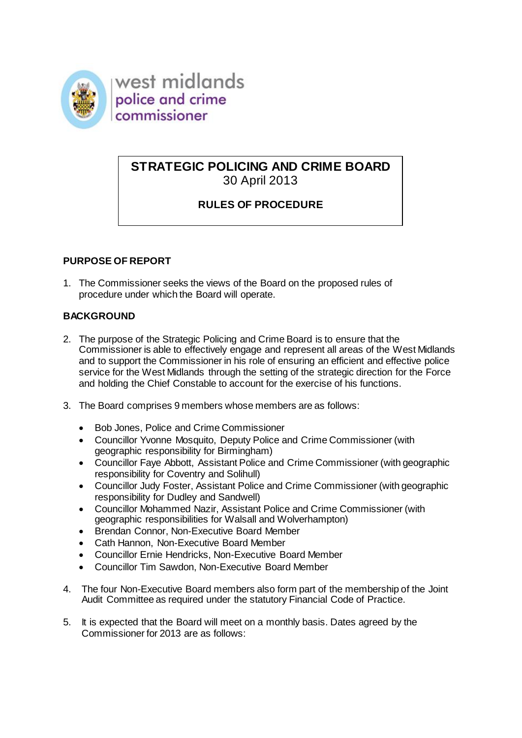west midlands
police and crime
commissioner

# STRATEGIC POLICING AND CRIME BOARD

30 April 2013

## RULES OF PROCEDURE

### PURPOSE OF REPORT

1. The Commissioner seeks the views of the Board on the proposed rules of procedure under which the Board will operate.

### BACKGROUND

2. The purpose of the Strategic Policing and Crime Board is to ensure that the Commissioner is able to effectively engage and represent all areas of the West Midlands and to support the Commissioner in his role of ensuring an efficient and effective police service for the West Midlands through the setting of the strategic direction for the Force and holding the Chief Constable to account for the exercise of his functions.

3. The Board comprises 9 members whose members are as follows:

   - Bob Jones, Police and Crime Commissioner
   - Councillor Yvonne Mosquito, Deputy Police and Crime Commissioner (with geographic responsibility for Birmingham)
   - Councillor Faye Abbott, Assistant Police and Crime Commissioner (with geographic responsibility for Coventry and Solihull)
   - Councillor Judy Foster, Assistant Police and Crime Commissioner (with geographic responsibility for Dudley and Sandwell)
   - Councillor Mohammed Nazir, Assistant Police and Crime Commissioner (with geographic responsibilities for Walsall and Wolverhampton)
   - Brendan Connor, Non-Executive Board Member
   - Cath Hannon, Non-Executive Board Member
   - Councillor Ernie Hendricks, Non-Executive Board Member
   - Councillor Tim Sawdon, Non-Executive Board Member

4. The four Non-Executive Board members also form part of the membership of the Joint Audit Committee as required under the statutory Financial Code of Practice.

5. It is expected that the Board will meet on a monthly basis. Dates agreed by the Commissioner for 2013 are as follows: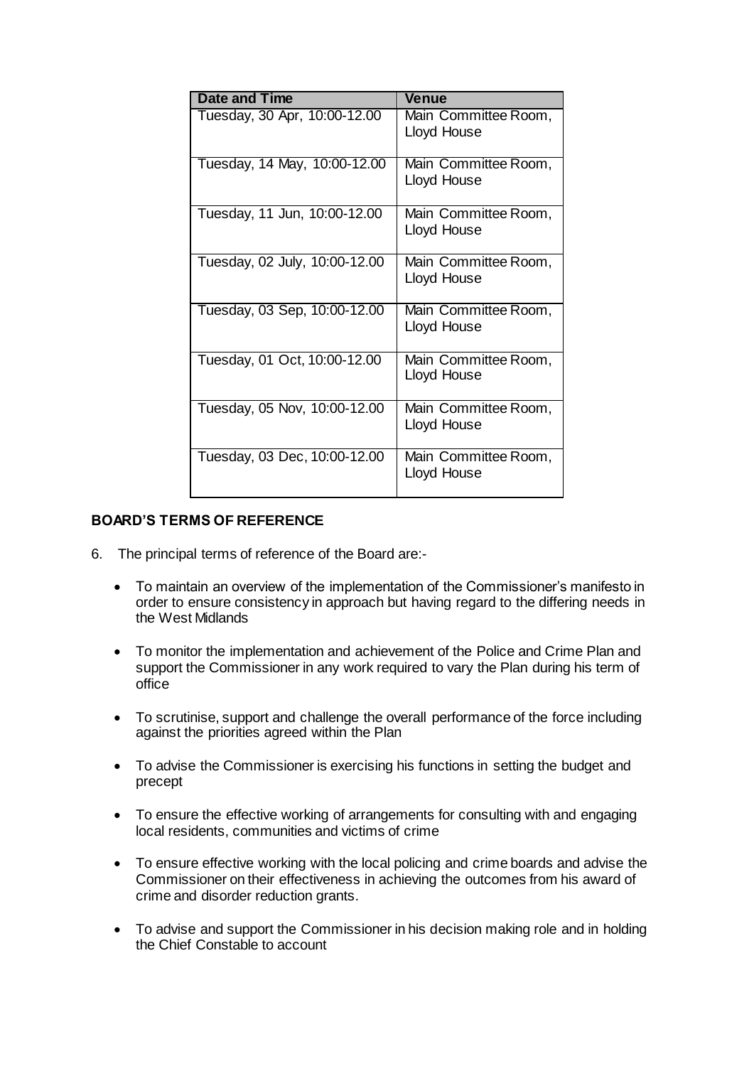| Date and Time | Venue |
| --- | --- |
| Tuesday, 30 Apr, 10:00-12.00 | Main Committee Room, Lloyd House |
| Tuesday, 14 May, 10:00-12.00 | Main Committee Room, Lloyd House |
| Tuesday, 11 Jun, 10:00-12.00 | Main Committee Room, Lloyd House |
| Tuesday, 02 July, 10:00-12.00 | Main Committee Room, Lloyd House |
| Tuesday, 03 Sep, 10:00-12.00 | Main Committee Room, Lloyd House |
| Tuesday, 01 Oct, 10:00-12.00 | Main Committee Room, Lloyd House |
| Tuesday, 05 Nov, 10:00-12.00 | Main Committee Room, Lloyd House |
| Tuesday, 03 Dec, 10:00-12.00 | Main Committee Room, Lloyd House |

**BOARD'S TERMS OF REFERENCE**

6. The principal terms of reference of the Board are:-

- To maintain an overview of the implementation of the Commissioner's manifesto in order to ensure consistency in approach but having regard to the differing needs in the West Midlands

- To monitor the implementation and achievement of the Police and Crime Plan and support the Commissioner in any work required to vary the Plan during his term of office

- To scrutinise, support and challenge the overall performance of the force including against the priorities agreed within the Plan

- To advise the Commissioner is exercising his functions in setting the budget and precept

- To ensure the effective working of arrangements for consulting with and engaging local residents, communities and victims of crime

- To ensure effective working with the local policing and crime boards and advise the Commissioner on their effectiveness in achieving the outcomes from his award of crime and disorder reduction grants.

- To advise and support the Commissioner in his decision making role and in holding the Chief Constable to account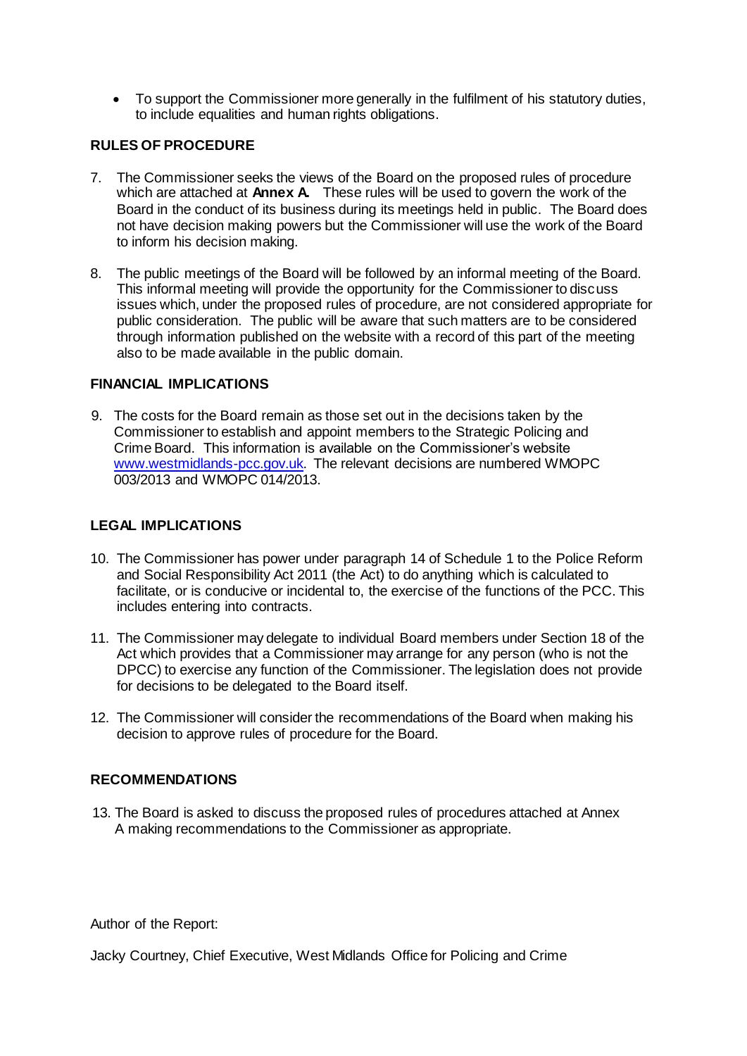- To support the Commissioner more generally in the fulfilment of his statutory duties, to include equalities and human rights obligations.

## RULES OF PROCEDURE

7. The Commissioner seeks the views of the Board on the proposed rules of procedure which are attached at **Annex A.** These rules will be used to govern the work of the Board in the conduct of its business during its meetings held in public. The Board does not have decision making powers but the Commissioner will use the work of the Board to inform his decision making.

8. The public meetings of the Board will be followed by an informal meeting of the Board. This informal meeting will provide the opportunity for the Commissioner to discuss issues which, under the proposed rules of procedure, are not considered appropriate for public consideration. The public will be aware that such matters are to be considered through information published on the website with a record of this part of the meeting also to be made available in the public domain.

## FINANCIAL IMPLICATIONS

9. The costs for the Board remain as those set out in the decisions taken by the Commissioner to establish and appoint members to the Strategic Policing and Crime Board. This information is available on the Commissioner's website [www.westmidlands-pcc.gov.uk](http://www.westmidlands-pcc.gov.uk). The relevant decisions are numbered WMOPC 003/2013 and WMOPC 014/2013.

## LEGAL IMPLICATIONS

10. The Commissioner has power under paragraph 14 of Schedule 1 to the Police Reform and Social Responsibility Act 2011 (the Act) to do anything which is calculated to facilitate, or is conducive or incidental to, the exercise of the functions of the PCC. This includes entering into contracts.

11. The Commissioner may delegate to individual Board members under Section 18 of the Act which provides that a Commissioner may arrange for any person (who is not the DPCC) to exercise any function of the Commissioner. The legislation does not provide for decisions to be delegated to the Board itself.

12. The Commissioner will consider the recommendations of the Board when making his decision to approve rules of procedure for the Board.

## RECOMMENDATIONS

13. The Board is asked to discuss the proposed rules of procedures attached at Annex A making recommendations to the Commissioner as appropriate.

Author of the Report:

Jacky Courtney, Chief Executive, West Midlands Office for Policing and Crime